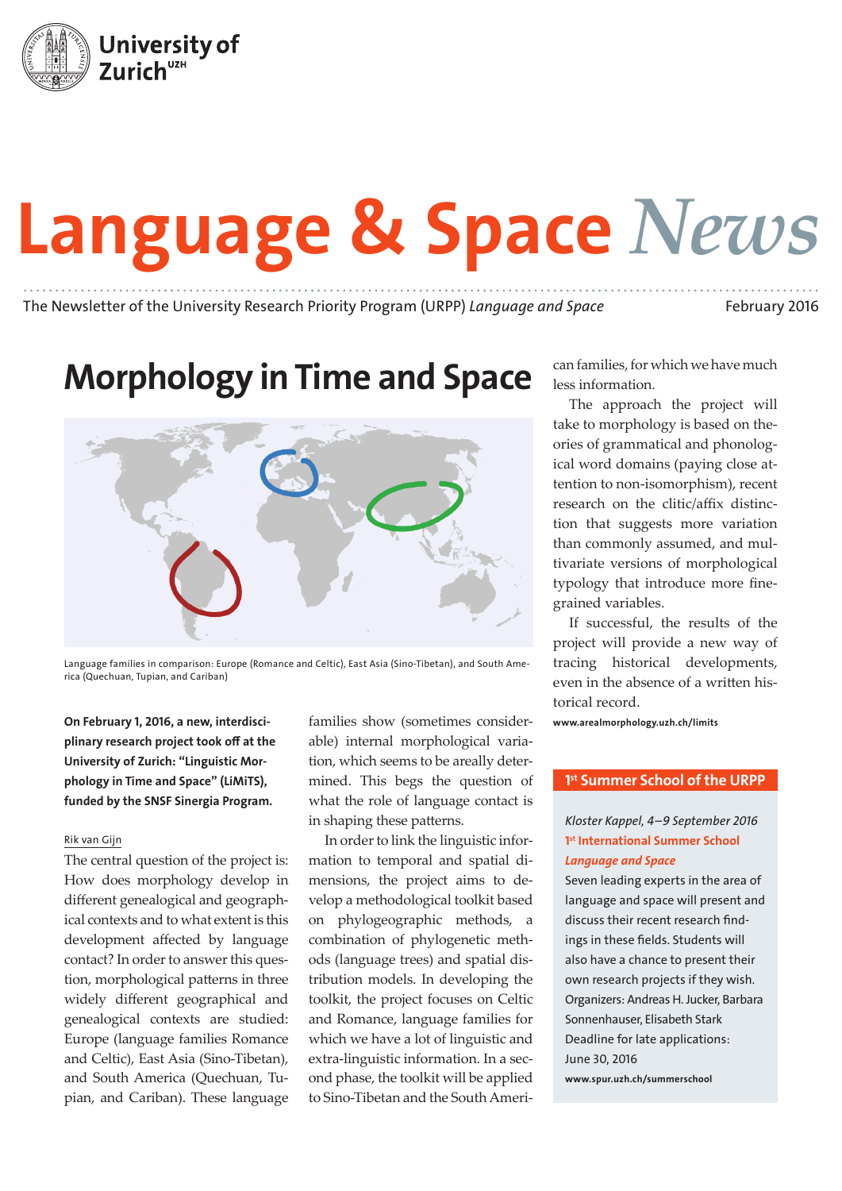University of Zurich[UZH]

# Language & Space *News*

The Newsletter of the University Research Priority Program (URPP) *Language and Space* February 2016

## Morphology in Time and Space

Language families in comparison: Europe (Romance and Celtic), East Asia (Sino-Tibetan), and South America (Quechuan, Tupian, and Cariban)

**On February 1, 2016, a new, interdisciplinary research project took off at the University of Zurich: "Linguistic Morphology in Time and Space" (LiMiTS), funded by the SNSF Sinergia Program.**

Rik van Gijn

The central question of the project is: How does morphology develop in different genealogical and geographical contexts and to what extent is this development affected by language contact? In order to answer this question, morphological patterns in three widely different geographical and genealogical contexts are studied: Europe (language families Romance and Celtic), East Asia (Sino-Tibetan), and South America (Quechuan, Tupian, and Cariban). These language families show (sometimes considerable) internal morphological variation, which seems to be areally determined. This begs the question of what the role of language contact is in shaping these patterns.

In order to link the linguistic information to temporal and spatial dimensions, the project aims to develop a methodological toolkit based on phylogeographic methods, a combination of phylogenetic methods (language trees) and spatial distribution models. In developing the toolkit, the project focuses on Celtic and Romance, language families for which we have a lot of linguistic and extra-linguistic information. In a second phase, the toolkit will be applied to Sino-Tibetan and the South American families, for which we have much less information.

The approach the project will take to morphology is based on theories of grammatical and phonological word domains (paying close attention to non-isomorphism), recent research on the clitic/affix distinction that suggests more variation than commonly assumed, and multivariate versions of morphological typology that introduce more fine-grained variables.

If successful, the results of the project will provide a new way of tracing historical developments, even in the absence of a written historical record.

www.arealmorphology.uzh.ch/limits

### 1st Summer School of the URPP

*Kloster Kappel, 4–9 September 2016*
**1st International Summer School**
***Language and Space***
Seven leading experts in the area of language and space will present and discuss their recent research findings in these fields. Students will also have a chance to present their own research projects if they wish.
Organizers: Andreas H. Jucker, Barbara Sonnenhauser, Elisabeth Stark
Deadline for late applications: June 30, 2016
www.spur.uzh.ch/summerschool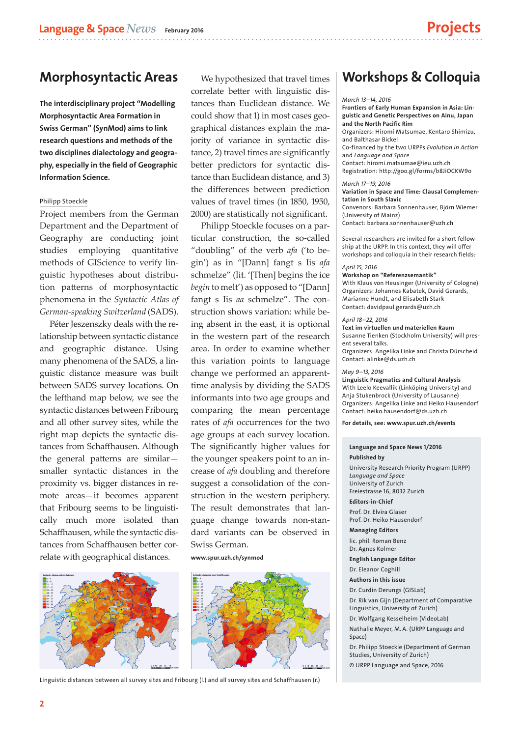# Morphosyntactic Areas

**The interdisciplinary project "Modelling Morphosyntactic Area Formation in Swiss German" (SynMod) aims to link research questions and methods of the two disciplines dialectology and geography, especially in the field of Geographic Information Science.**

Philipp Stoeckle

Project members from the German Department and the Department of Geography are conducting joint studies employing quantitative methods of GIScience to verify linguistic hypotheses about distribution patterns of morphosyntactic phenomena in the *Syntactic Atlas of German-speaking Switzerland* (SADS).

Péter Jeszenszky deals with the relationship between syntactic distance and geographic distance. Using many phenomena of the SADS, a linguistic distance measure was built between SADS survey locations. On the lefthand map below, we see the syntactic distances between Fribourg and all other survey sites, while the right map depicts the syntactic distances from Schaffhausen. Although the general patterns are similar—smaller syntactic distances in the proximity vs. bigger distances in remote areas—it becomes apparent that Fribourg seems to be linguistically much more isolated than Schaffhausen, while the syntactic distances from Schaffhausen better correlate with geographical distances.

We hypothesized that travel times correlate better with linguistic distances than Euclidean distance. We could show that 1) in most cases geographical distances explain the majority of variance in syntactic distance, 2) travel times are significantly better predictors for syntactic distance than Euclidean distance, and 3) the differences between prediction values of travel times (in 1850, 1950, 2000) are statistically not significant.

Philipp Stoeckle focuses on a particular construction, the so-called "doubling" of the verb *afa* ('to begin') as in "[Dann] fangt s Iis *afa* schmelze" (lit. '[Then] begins the ice *begin* to melt') as opposed to "[Dann] fangt s Iis *aa* schmelze". The construction shows variation: while being absent in the east, it is optional in the western part of the research area. In order to examine whether this variation points to language change we performed an apparent-time analysis by dividing the SADS informants into two age groups and comparing the mean percentage rates of *afa* occurrences for the two age groups at each survey location. The significantly higher values for the younger speakers point to an increase of *afa* doubling and therefore suggest a consolidation of the construction in the western periphery. The result demonstrates that language change towards non-standard variants can be observed in Swiss German.

**www.spur.uzh.ch/synmod**

Linguistic distances between all survey sites and Fribourg (l.) and all survey sites and Schaffhausen (r.)

# Workshops & Colloquia

*March 13–14, 2016*
**Frontiers of Early Human Expansion in Asia: Linguistic and Genetic Perspectives on Ainu, Japan and the North Pacific Rim**
Organizers: Hiromi Matsumae, Kentaro Shimizu, and Balthasar Bickel
Co-financed by the two URPPs *Evolution in Action* and *Language and Space*
Contact: hiromi.matsumae@ieu.uzh.ch
Registration: http://goo.gl/forms/b8JiOCKW9o

*March 17–19, 2016*
**Variation in Space and Time: Clausal Complementation in South Slavic**
Convenors: Barbara Sonnenhauser, Björn Wiemer (University of Mainz)
Contact: barbara.sonnenhauser@uzh.ch

Several researchers are invited for a short fellowship at the URPP. In this context, they will offer workshops and colloquia in their research fields:

*April 15, 2016*
**Workshop on "Referenzsemantik"**
With Klaus von Heusinger (University of Cologne)
Organizers: Johannes Kabatek, David Gerards, Marianne Hundt, and Elisabeth Stark
Contact: davidpaul.gerards@uzh.ch

*April 18–22, 2016*
**Text im virtuellen und materiellen Raum**
Susanne Tienken (Stockholm University) will present several talks.
Organizers: Angelika Linke and Christa Dürscheid
Contact: alinke@ds.uzh.ch

*May 9–13, 2016*
**Linguistic Pragmatics and Cultural Analysis**
With Leelo Keevallik (Linköping University) and Anja Stukenbrock (University of Lausanne)
Organizers: Angelika Linke and Heiko Hausendorf
Contact: heiko.hausendorf@ds.uzh.ch

**For details, see: www.spur.uzh.ch/events**

**Language and Space News 1/2016**

**Published by**
University Research Priority Program (URPP) *Language and Space*
University of Zurich
Freiestrasse 16, 8032 Zurich

**Editors-in-Chief**
Prof. Dr. Elvira Glaser
Prof. Dr. Heiko Hausendorf

**Managing Editors**
lic. phil. Roman Benz
Dr. Agnes Kolmer

**English Language Editor**
Dr. Eleanor Coghill

**Authors in this issue**
Dr. Curdin Derungs (GISLab)
Dr. Rik van Gijn (Department of Comparative Linguistics, University of Zurich)
Dr. Wolfgang Kesselheim (VideoLab)
Nathalie Meyer, M. A. (URPP Language and Space)
Dr. Philipp Stoeckle (Department of German Studies, University of Zurich)

© URPP Language and Space, 2016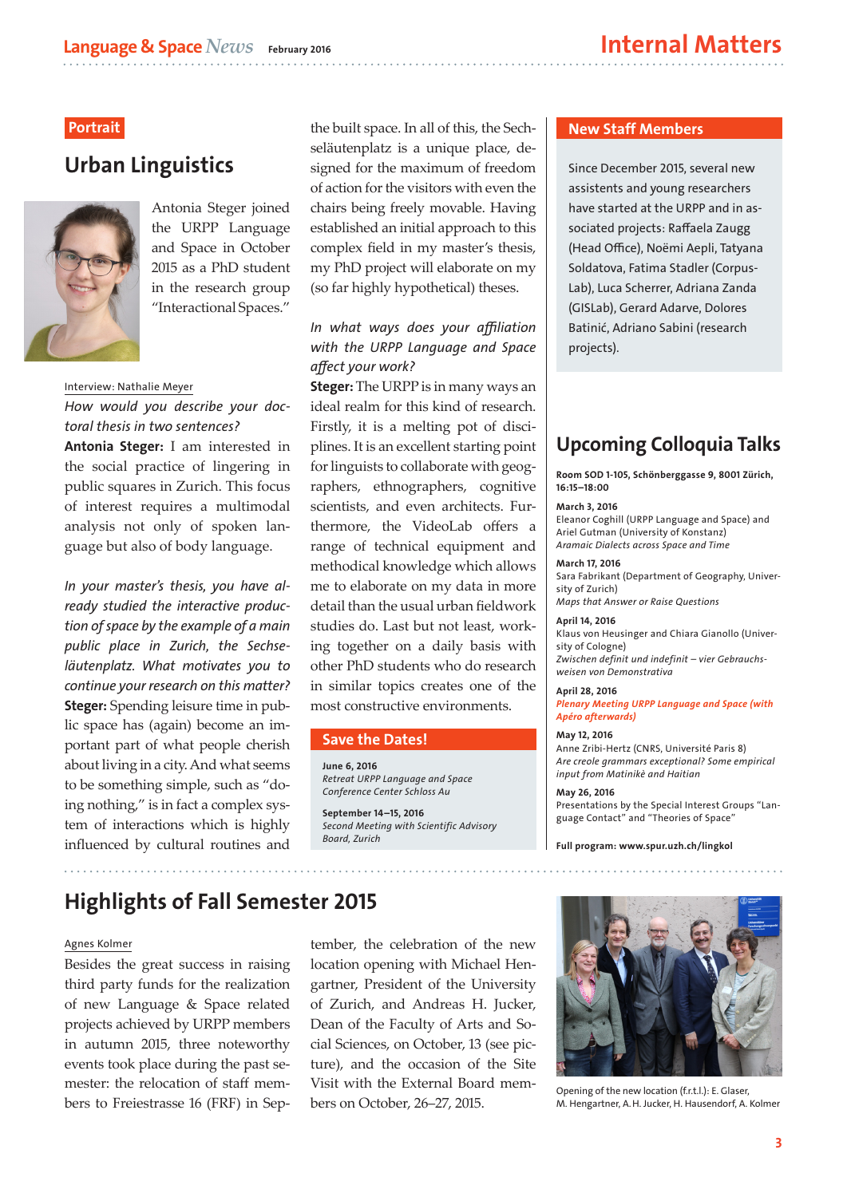# Internal Matters

## Portrait

## Urban Linguistics

Antonia Steger joined the URPP Language and Space in October 2015 as a PhD student in the research group "Interactional Spaces."

Interview: Nathalie Meyer

*How would you describe your doctoral thesis in two sentences?*

**Antonia Steger:** I am interested in the social practice of lingering in public squares in Zurich. This focus of interest requires a multimodal analysis not only of spoken language but also of body language.

*In your master's thesis, you have already studied the interactive production of space by the example of a main public place in Zurich, the Sechseläutenplatz. What motivates you to continue your research on this matter?*

**Steger:** Spending leisure time in public space has (again) become an important part of what people cherish about living in a city. And what seems to be something simple, such as "doing nothing," is in fact a complex system of interactions which is highly influenced by cultural routines and the built space. In all of this, the Sechseläutenplatz is a unique place, designed for the maximum of freedom of action for the visitors with even the chairs being freely movable. Having established an initial approach to this complex field in my master's thesis, my PhD project will elaborate on my (so far highly hypothetical) theses.

*In what ways does your affiliation with the URPP Language and Space affect your work?*

**Steger:** The URPP is in many ways an ideal realm for this kind of research. Firstly, it is a melting pot of disciplines. It is an excellent starting point for linguists to collaborate with geographers, ethnographers, cognitive scientists, and even architects. Furthermore, the VideoLab offers a range of technical equipment and methodical knowledge which allows me to elaborate on my data in more detail than the usual urban fieldwork studies do. Last but not least, working together on a daily basis with other PhD students who do research in similar topics creates one of the most constructive environments.

## Save the Dates!

**June 6, 2016**
*Retreat URPP Language and Space*
*Conference Center Schloss Au*

**September 14–15, 2016**
*Second Meeting with Scientific Advisory Board, Zurich*

## New Staff Members

Since December 2015, several new assistants and young researchers have started at the URPP and in associated projects: Raffaela Zaugg (Head Office), Noëmi Aepli, Tatyana Soldatova, Fatima Stadler (CorpusLab), Luca Scherrer, Adriana Zanda (GISLab), Gerard Adarve, Dolores Batinić, Adriano Sabini (research projects).

## Upcoming Colloquia Talks

**Room SOD 1-105, Schönberggasse 9, 8001 Zürich, 16:15–18:00**

**March 3, 2016**
Eleanor Coghill (URPP Language and Space) and Ariel Gutman (University of Konstanz)
*Aramaic Dialects across Space and Time*

**March 17, 2016**
Sara Fabrikant (Department of Geography, University of Zurich)
*Maps that Answer or Raise Questions*

**April 14, 2016**
Klaus von Heusinger and Chiara Gianollo (University of Cologne)
*Zwischen definit und indefinit – vier Gebrauchsweisen von Demonstrativa*

**April 28, 2016**
***Plenary Meeting URPP Language and Space (with Apéro afterwards)***

**May 12, 2016**
Anne Zribi-Hertz (CNRS, Université Paris 8)
*Are creole grammars exceptional? Some empirical input from Matinikè and Haitian*

**May 26, 2016**
Presentations by the Special Interest Groups "Language Contact" and "Theories of Space"

**Full program: www.spur.uzh.ch/lingkol**

## Highlights of Fall Semester 2015

Agnes Kolmer

Besides the great success in raising third party funds for the realization of new Language & Space related projects achieved by URPP members in autumn 2015, three noteworthy events took place during the past semester: the relocation of staff members to Freiestrasse 16 (FRF) in September, the celebration of the new location opening with Michael Hengartner, President of the University of Zurich, and Andreas H. Jucker, Dean of the Faculty of Arts and Social Sciences, on October, 13 (see picture), and the occasion of the Site Visit with the External Board members on October, 26–27, 2015.

Opening of the new location (f.r.t.l.): E. Glaser, M. Hengartner, A. H. Jucker, H. Hausendorf, A. Kolmer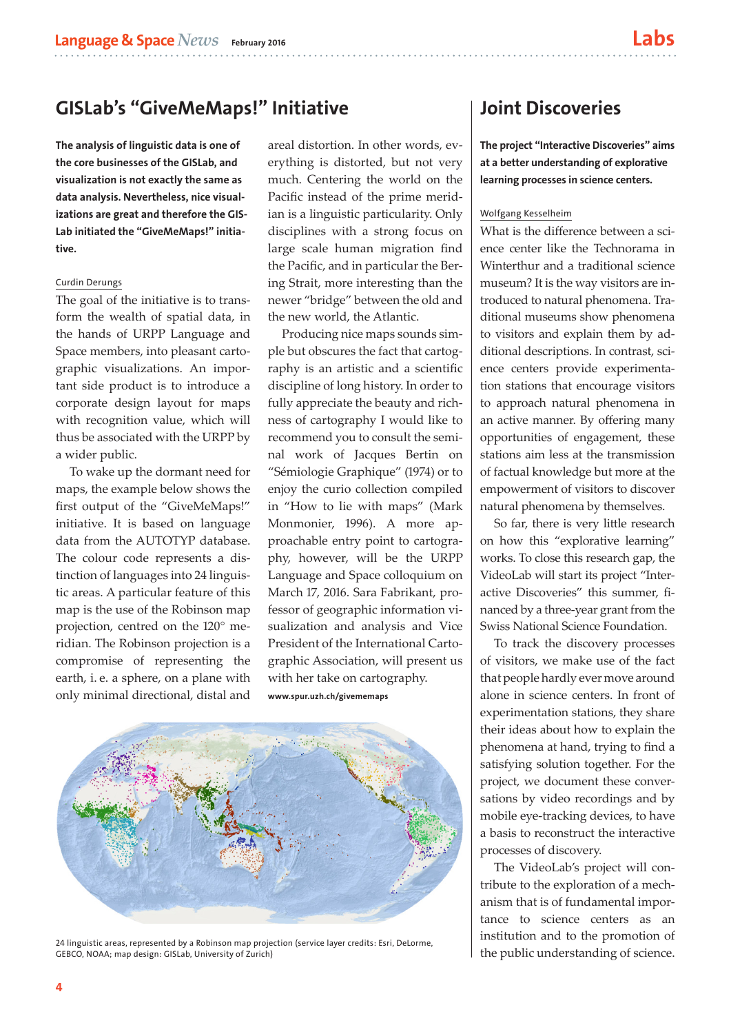## GISLab's "GiveMeMaps!" Initiative

**The analysis of linguistic data is one of the core businesses of the GISLab, and visualization is not exactly the same as data analysis. Nevertheless, nice visualizations are great and therefore the GISLab initiated the "GiveMeMaps!" initiative.**

Curdin Derungs

The goal of the initiative is to transform the wealth of spatial data, in the hands of URPP Language and Space members, into pleasant cartographic visualizations. An important side product is to introduce a corporate design layout for maps with recognition value, which will thus be associated with the URPP by a wider public.

To wake up the dormant need for maps, the example below shows the first output of the "GiveMeMaps!" initiative. It is based on language data from the AUTOTYP database. The colour code represents a distinction of languages into 24 linguistic areas. A particular feature of this map is the use of the Robinson map projection, centred on the 120° meridian. The Robinson projection is a compromise of representing the earth, i. e. a sphere, on a plane with only minimal directional, distal and areal distortion. In other words, everything is distorted, but not very much. Centering the world on the Pacific instead of the prime meridian is a linguistic particularity. Only disciplines with a strong focus on large scale human migration find the Pacific, and in particular the Bering Strait, more interesting than the newer "bridge" between the old and the new world, the Atlantic.

Producing nice maps sounds simple but obscures the fact that cartography is an artistic and a scientific discipline of long history. In order to fully appreciate the beauty and richness of cartography I would like to recommend you to consult the seminal work of Jacques Bertin on "Sémiologie Graphique" (1974) or to enjoy the curio collection compiled in "How to lie with maps" (Mark Monmonier, 1996). A more approachable entry point to cartography, however, will be the URPP Language and Space colloquium on March 17, 2016. Sara Fabrikant, professor of geographic information visualization and analysis and Vice President of the International Cartographic Association, will present us with her take on cartography.

**www.spur.uzh.ch/givememaps**

24 linguistic areas, represented by a Robinson map projection (service layer credits: Esri, DeLorme, GEBCO, NOAA; map design: GISLab, University of Zurich)

## Joint Discoveries

**The project "Interactive Discoveries" aims at a better understanding of explorative learning processes in science centers.**

Wolfgang Kesselheim

What is the difference between a science center like the Technorama in Winterthur and a traditional science museum? It is the way visitors are introduced to natural phenomena. Traditional museums show phenomena to visitors and explain them by additional descriptions. In contrast, science centers provide experimentation stations that encourage visitors to approach natural phenomena in an active manner. By offering many opportunities of engagement, these stations aim less at the transmission of factual knowledge but more at the empowerment of visitors to discover natural phenomena by themselves.

So far, there is very little research on how this "explorative learning" works. To close this research gap, the VideoLab will start its project "Interactive Discoveries" this summer, financed by a three-year grant from the Swiss National Science Foundation.

To track the discovery processes of visitors, we make use of the fact that people hardly ever move around alone in science centers. In front of experimentation stations, they share their ideas about how to explain the phenomena at hand, trying to find a satisfying solution together. For the project, we document these conversations by video recordings and by mobile eye-tracking devices, to have a basis to reconstruct the interactive processes of discovery.

The VideoLab's project will contribute to the exploration of a mechanism that is of fundamental importance to science centers as an institution and to the promotion of the public understanding of science.